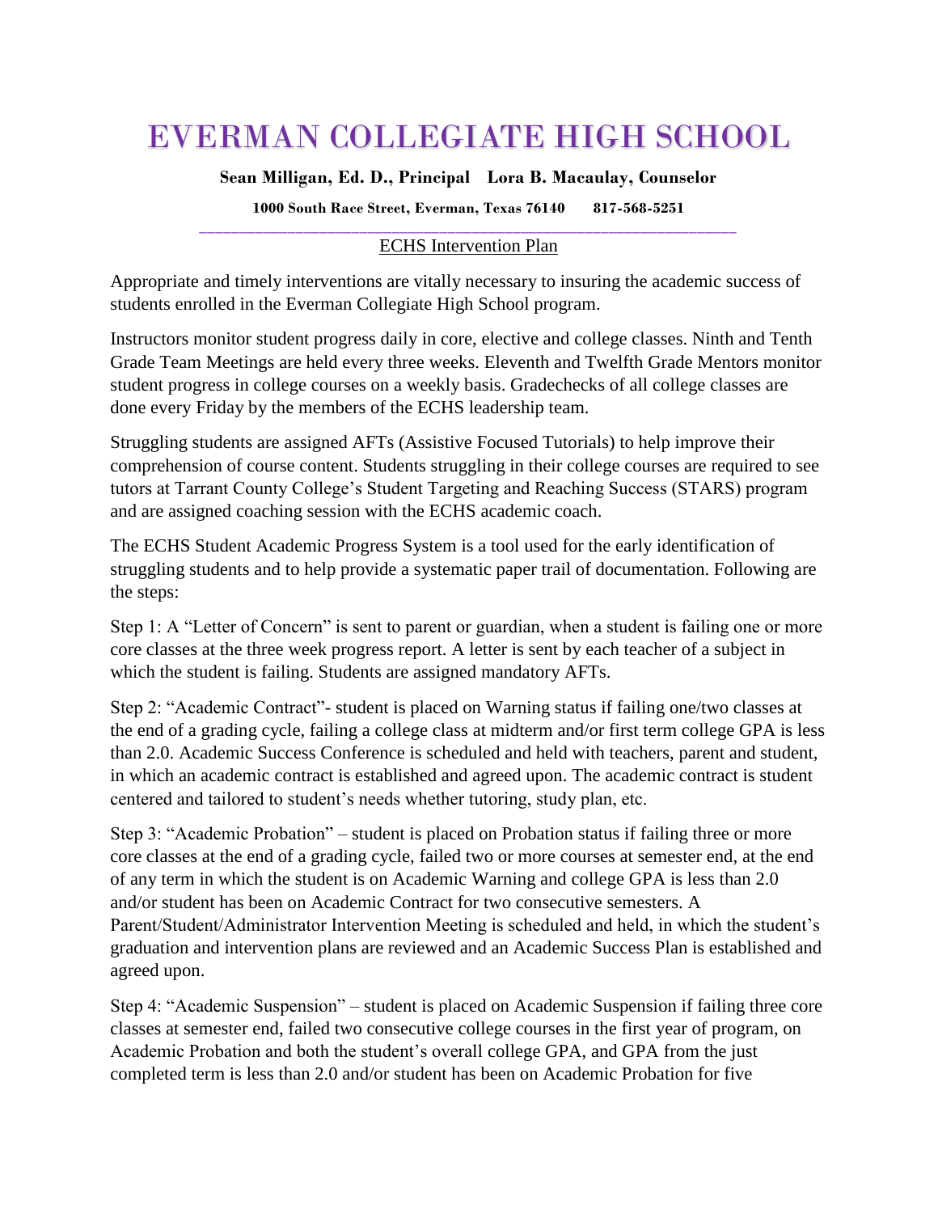# EVERMAN COLLEGIATE HIGH SCHOOL

**Sean Milligan, Ed. D., Principal   Lora B. Macaulay, Counselor**

**1000 South Race Street, Everman, Texas 76140   817-568-5251**

---

ECHS Intervention Plan

Appropriate and timely interventions are vitally necessary to insuring the academic success of students enrolled in the Everman Collegiate High School program.

Instructors monitor student progress daily in core, elective and college classes. Ninth and Tenth Grade Team Meetings are held every three weeks. Eleventh and Twelfth Grade Mentors monitor student progress in college courses on a weekly basis. Gradechecks of all college classes are done every Friday by the members of the ECHS leadership team.

Struggling students are assigned AFTs (Assistive Focused Tutorials) to help improve their comprehension of course content. Students struggling in their college courses are required to see tutors at Tarrant County College's Student Targeting and Reaching Success (STARS) program and are assigned coaching session with the ECHS academic coach.

The ECHS Student Academic Progress System is a tool used for the early identification of struggling students and to help provide a systematic paper trail of documentation. Following are the steps:

Step 1: A "Letter of Concern" is sent to parent or guardian, when a student is failing one or more core classes at the three week progress report. A letter is sent by each teacher of a subject in which the student is failing. Students are assigned mandatory AFTs.

Step 2: "Academic Contract"- student is placed on Warning status if failing one/two classes at the end of a grading cycle, failing a college class at midterm and/or first term college GPA is less than 2.0. Academic Success Conference is scheduled and held with teachers, parent and student, in which an academic contract is established and agreed upon. The academic contract is student centered and tailored to student's needs whether tutoring, study plan, etc.

Step 3: "Academic Probation" – student is placed on Probation status if failing three or more core classes at the end of a grading cycle, failed two or more courses at semester end, at the end of any term in which the student is on Academic Warning and college GPA is less than 2.0 and/or student has been on Academic Contract for two consecutive semesters. A Parent/Student/Administrator Intervention Meeting is scheduled and held, in which the student's graduation and intervention plans are reviewed and an Academic Success Plan is established and agreed upon.

Step 4: "Academic Suspension" – student is placed on Academic Suspension if failing three core classes at semester end, failed two consecutive college courses in the first year of program, on Academic Probation and both the student's overall college GPA, and GPA from the just completed term is less than 2.0 and/or student has been on Academic Probation for five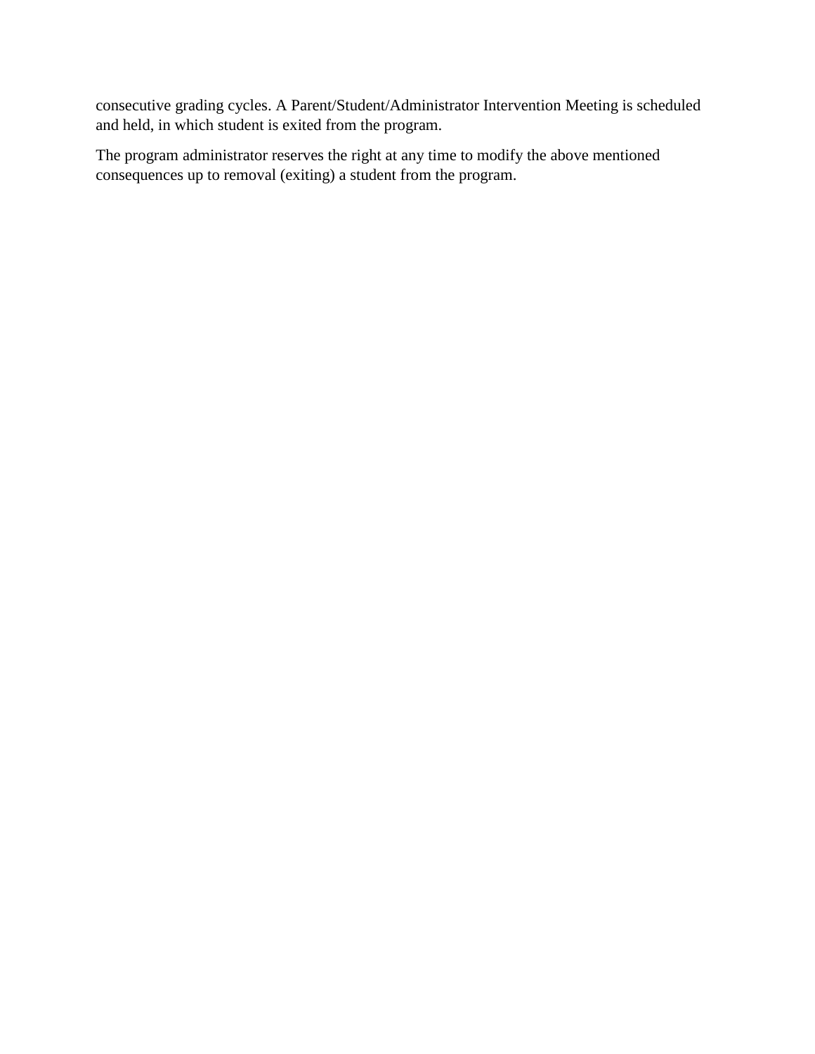consecutive grading cycles. A Parent/Student/Administrator Intervention Meeting is scheduled and held, in which student is exited from the program.

The program administrator reserves the right at any time to modify the above mentioned consequences up to removal (exiting) a student from the program.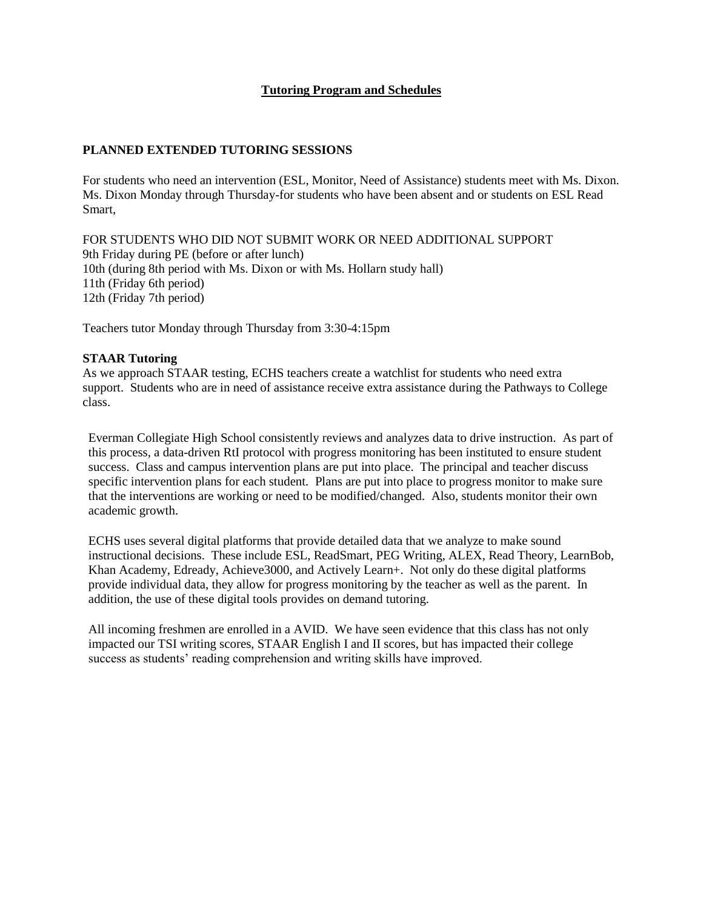# Tutoring Program and Schedules

## PLANNED EXTENDED TUTORING SESSIONS

For students who need an intervention (ESL, Monitor, Need of Assistance) students meet with Ms. Dixon. Ms. Dixon Monday through Thursday-for students who have been absent and or students on ESL Read Smart,

FOR STUDENTS WHO DID NOT SUBMIT WORK OR NEED ADDITIONAL SUPPORT
9th Friday during PE (before or after lunch)
10th (during 8th period with Ms. Dixon or with Ms. Hollarn study hall)
11th (Friday 6th period)
12th (Friday 7th period)

Teachers tutor Monday through Thursday from 3:30-4:15pm

**STAAR Tutoring**

As we approach STAAR testing, ECHS teachers create a watchlist for students who need extra support. Students who are in need of assistance receive extra assistance during the Pathways to College class.

Everman Collegiate High School consistently reviews and analyzes data to drive instruction. As part of this process, a data-driven RtI protocol with progress monitoring has been instituted to ensure student success. Class and campus intervention plans are put into place. The principal and teacher discuss specific intervention plans for each student. Plans are put into place to progress monitor to make sure that the interventions are working or need to be modified/changed. Also, students monitor their own academic growth.

ECHS uses several digital platforms that provide detailed data that we analyze to make sound instructional decisions. These include ESL, ReadSmart, PEG Writing, ALEX, Read Theory, LearnBob, Khan Academy, Edready, Achieve3000, and Actively Learn+. Not only do these digital platforms provide individual data, they allow for progress monitoring by the teacher as well as the parent. In addition, the use of these digital tools provides on demand tutoring.

All incoming freshmen are enrolled in a AVID. We have seen evidence that this class has not only impacted our TSI writing scores, STAAR English I and II scores, but has impacted their college success as students' reading comprehension and writing skills have improved.